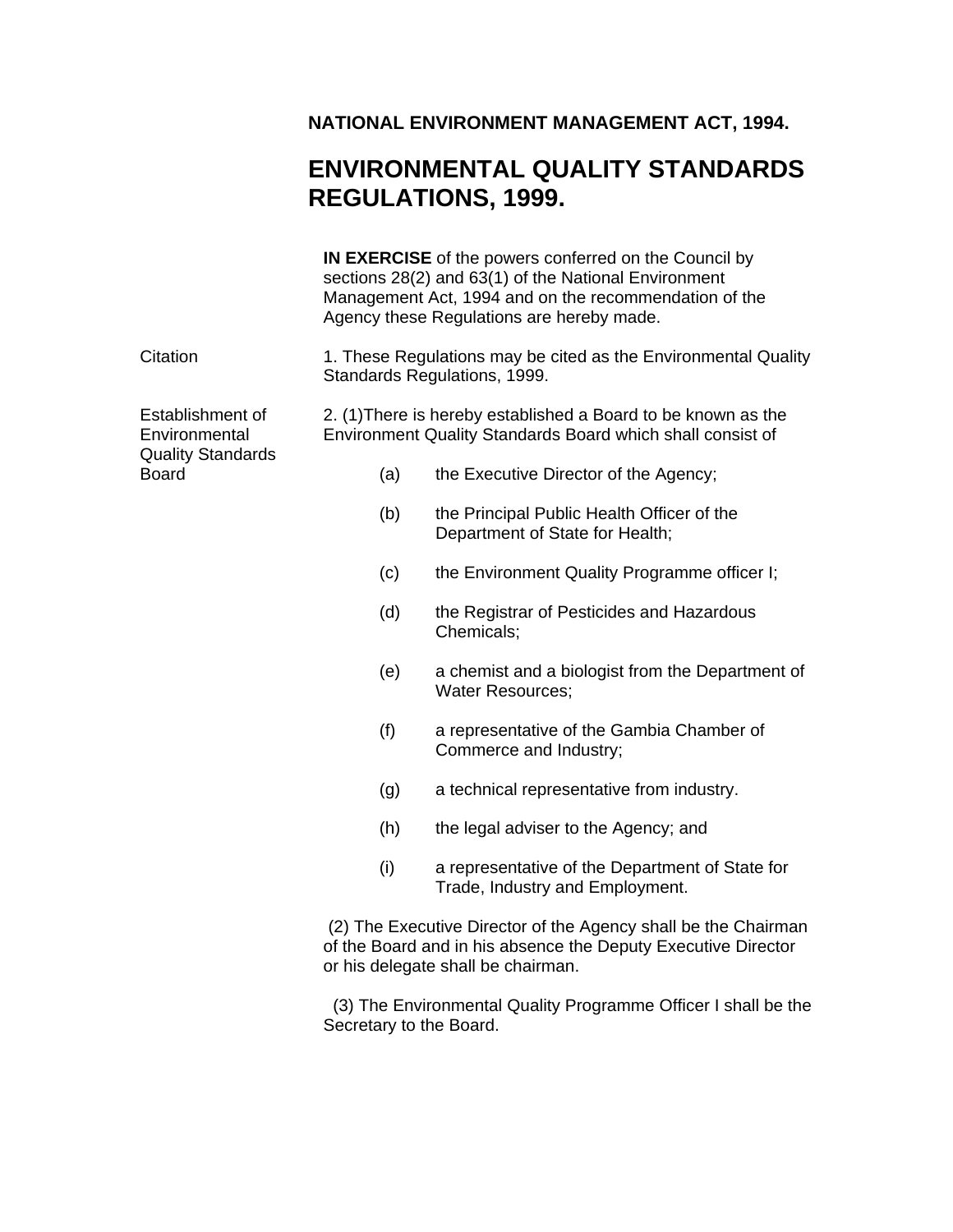**NATIONAL ENVIRONMENT MANAGEMENT ACT, 1994.**

# ENVIRONMENTAL QUALITY STANDARDS REGULATIONS, 1999.

**IN EXERCISE** of the powers conferred on the Council by sections 28(2) and 63(1) of the National Environment Management Act, 1994 and on the recommendation of the Agency these Regulations are hereby made.

Citation

1. These Regulations may be cited as the Environmental Quality Standards Regulations, 1999.

Establishment of Environmental Quality Standards Board

2. (1)There is hereby established a Board to be known as the Environment Quality Standards Board which shall consist of

(a) the Executive Director of the Agency;

(b) the Principal Public Health Officer of the Department of State for Health;

(c) the Environment Quality Programme officer I;

(d) the Registrar of Pesticides and Hazardous Chemicals;

(e) a chemist and a biologist from the Department of Water Resources;

(f) a representative of the Gambia Chamber of Commerce and Industry;

(g) a technical representative from industry.

(h) the legal adviser to the Agency; and

(i) a representative of the Department of State for Trade, Industry and Employment.

(2) The Executive Director of the Agency shall be the Chairman of the Board and in his absence the Deputy Executive Director or his delegate shall be chairman.

(3) The Environmental Quality Programme Officer I shall be the Secretary to the Board.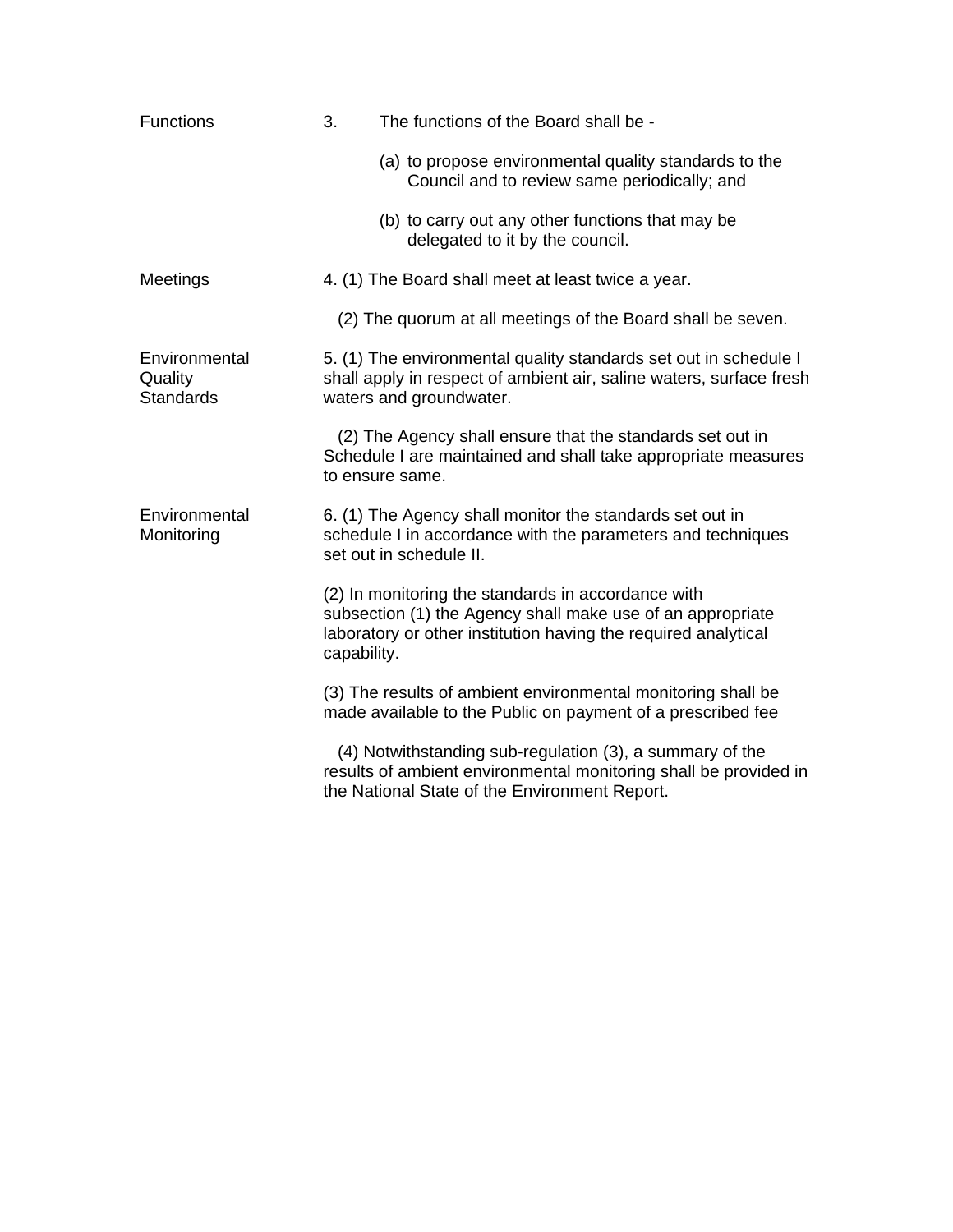**Functions**

3. The functions of the Board shall be -

(a) to propose environmental quality standards to the Council and to review same periodically; and

(b) to carry out any other functions that may be delegated to it by the council.

**Meetings**

4. (1) The Board shall meet at least twice a year.

(2) The quorum at all meetings of the Board shall be seven.

**Environmental Quality Standards**

5. (1) The environmental quality standards set out in schedule I shall apply in respect of ambient air, saline waters, surface fresh waters and groundwater.

(2) The Agency shall ensure that the standards set out in Schedule I are maintained and shall take appropriate measures to ensure same.

**Environmental Monitoring**

6. (1) The Agency shall monitor the standards set out in schedule I in accordance with the parameters and techniques set out in schedule II.

(2) In monitoring the standards in accordance with subsection (1) the Agency shall make use of an appropriate laboratory or other institution having the required analytical capability.

(3) The results of ambient environmental monitoring shall be made available to the Public on payment of a prescribed fee

(4) Notwithstanding sub-regulation (3), a summary of the results of ambient environmental monitoring shall be provided in the National State of the Environment Report.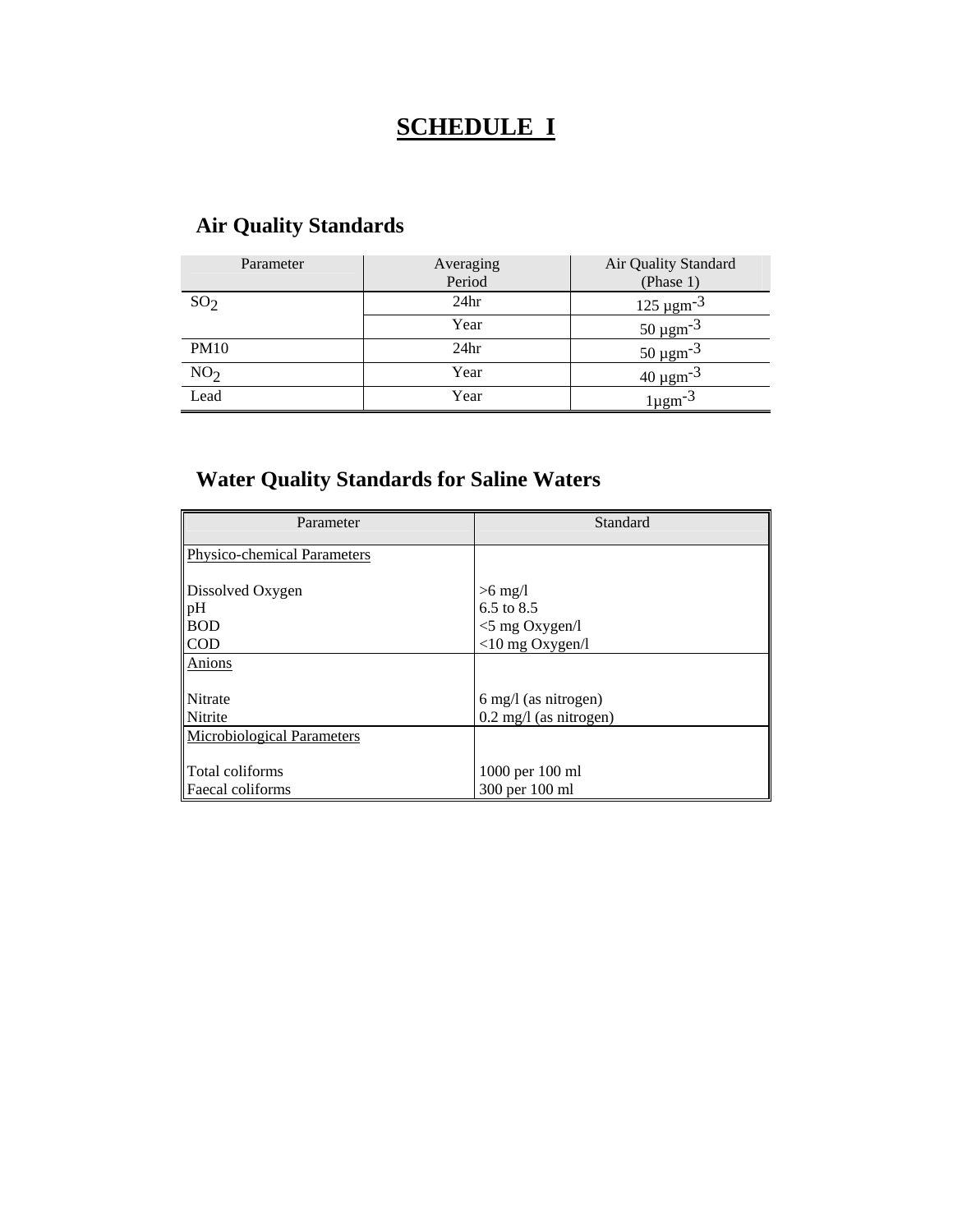# SCHEDULE I

## Air Quality Standards

| Parameter | Averaging Period | Air Quality Standard (Phase 1) |
|---|---|---|
| $SO_2$ | 24hr | 125 $\mu gm^{-3}$ |
| | Year | 50 $\mu gm^{-3}$ |
| PM10 | 24hr | 50 $\mu gm^{-3}$ |
| $NO_2$ | Year | 40 $\mu gm^{-3}$ |
| Lead | Year | 1$\mu gm^{-3}$ |

## Water Quality Standards for Saline Waters

| Parameter | Standard |
|---|---|
| Physico-chemical Parameters | |
| Dissolved Oxygen | >6 mg/l |
| pH | 6.5 to 8.5 |
| BOD | <5 mg Oxygen/l |
| COD | <10 mg Oxygen/l |
| Anions | |
| Nitrate | 6 mg/l (as nitrogen) |
| Nitrite | 0.2 mg/l (as nitrogen) |
| Microbiological Parameters | |
| Total coliforms | 1000 per 100 ml |
| Faecal coliforms | 300 per 100 ml |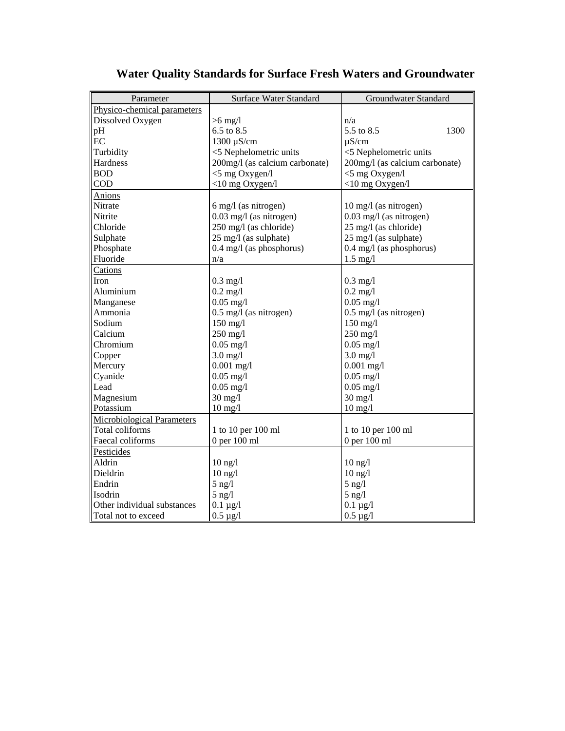# Water Quality Standards for Surface Fresh Waters and Groundwater

| Parameter | Surface Water Standard | Groundwater Standard |
|---|---|---|
| Physico-chemical parameters | | |
| Dissolved Oxygen | >6 mg/l | n/a |
| pH | 6.5 to 8.5 | 5.5 to 8.5 |
| EC | 1300 µS/cm | 1300 µS/cm |
| Turbidity | <5 Nephelometric units | <5 Nephelometric units |
| Hardness | 200mg/l (as calcium carbonate) | 200mg/l (as calcium carbonate) |
| BOD | <5 mg Oxygen/l | <5 mg Oxygen/l |
| COD | <10 mg Oxygen/l | <10 mg Oxygen/l |
| Anions | | |
| Nitrate | 6 mg/l (as nitrogen) | 10 mg/l (as nitrogen) |
| Nitrite | 0.03 mg/l (as nitrogen) | 0.03 mg/l (as nitrogen) |
| Chloride | 250 mg/l (as chloride) | 25 mg/l (as chloride) |
| Sulphate | 25 mg/l (as sulphate) | 25 mg/l (as sulphate) |
| Phosphate | 0.4 mg/l (as phosphorus) | 0.4 mg/l (as phosphorus) |
| Fluoride | n/a | 1.5 mg/l |
| Cations | | |
| Iron | 0.3 mg/l | 0.3 mg/l |
| Aluminium | 0.2 mg/l | 0.2 mg/l |
| Manganese | 0.05 mg/l | 0.05 mg/l |
| Ammonia | 0.5 mg/l (as nitrogen) | 0.5 mg/l (as nitrogen) |
| Sodium | 150 mg/l | 150 mg/l |
| Calcium | 250 mg/l | 250 mg/l |
| Chromium | 0.05 mg/l | 0.05 mg/l |
| Copper | 3.0 mg/l | 3.0 mg/l |
| Mercury | 0.001 mg/l | 0.001 mg/l |
| Cyanide | 0.05 mg/l | 0.05 mg/l |
| Lead | 0.05 mg/l | 0.05 mg/l |
| Magnesium | 30 mg/l | 30 mg/l |
| Potassium | 10 mg/l | 10 mg/l |
| Microbiological Parameters | | |
| Total coliforms | 1 to 10 per 100 ml | 1 to 10 per 100 ml |
| Faecal coliforms | 0 per 100 ml | 0 per 100 ml |
| Pesticides | | |
| Aldrin | 10 ng/l | 10 ng/l |
| Dieldrin | 10 ng/l | 10 ng/l |
| Endrin | 5 ng/l | 5 ng/l |
| Isodrin | 5 ng/l | 5 ng/l |
| Other individual substances | 0.1 µg/l | 0.1 µg/l |
| Total not to exceed | 0.5 µg/l | 0.5 µg/l |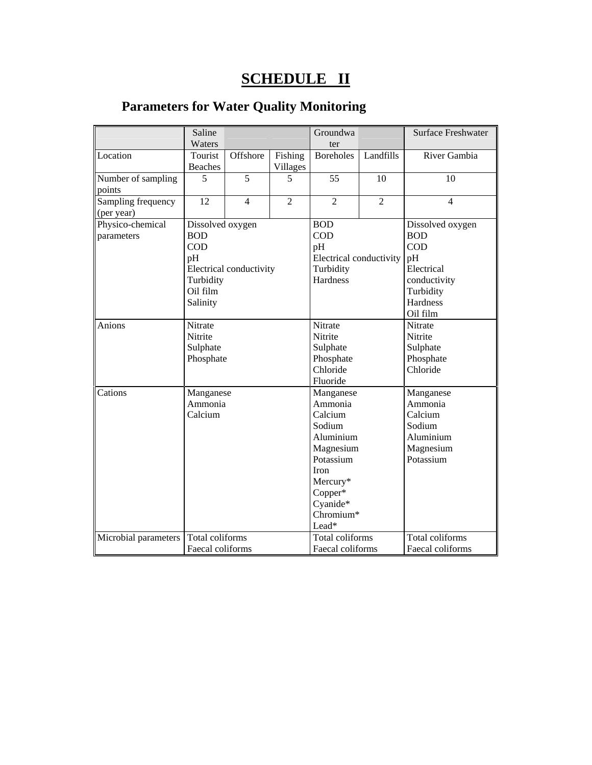# SCHEDULE II

## Parameters for Water Quality Monitoring

| | Saline Waters | | | Groundwater | | Surface Freshwater |
|---|---|---|---|---|---|---|
| Location | Tourist Beaches | Offshore | Fishing Villages | Boreholes | Landfills | River Gambia |
| Number of sampling points | 5 | 5 | 5 | 55 | 10 | 10 |
| Sampling frequency (per year) | 12 | 4 | 2 | 2 | 2 | 4 |
| Physico-chemical parameters | Dissolved oxygen<br>BOD<br>COD<br>pH<br>Electrical conductivity<br>Turbidity<br>Oil film<br>Salinity | | | BOD<br>COD<br>pH<br>Electrical conductivity<br>Turbidity<br>Hardness | | Dissolved oxygen<br>BOD<br>COD<br>pH<br>Electrical conductivity<br>Turbidity<br>Hardness<br>Oil film |
| Anions | Nitrate<br>Nitrite<br>Sulphate<br>Phosphate | | | Nitrate<br>Nitrite<br>Sulphate<br>Phosphate<br>Chloride<br>Fluoride | | Nitrate<br>Nitrite<br>Sulphate<br>Phosphate<br>Chloride |
| Cations | Manganese<br>Ammonia<br>Calcium | | | Manganese<br>Ammonia<br>Calcium<br>Sodium<br>Aluminium<br>Magnesium<br>Potassium<br>Iron<br>Mercury*<br>Copper*<br>Cyanide*<br>Chromium*<br>Lead* | | Manganese<br>Ammonia<br>Calcium<br>Sodium<br>Aluminium<br>Magnesium<br>Potassium |
| Microbial parameters | Total coliforms<br>Faecal coliforms | | | Total coliforms<br>Faecal coliforms | | Total coliforms<br>Faecal coliforms |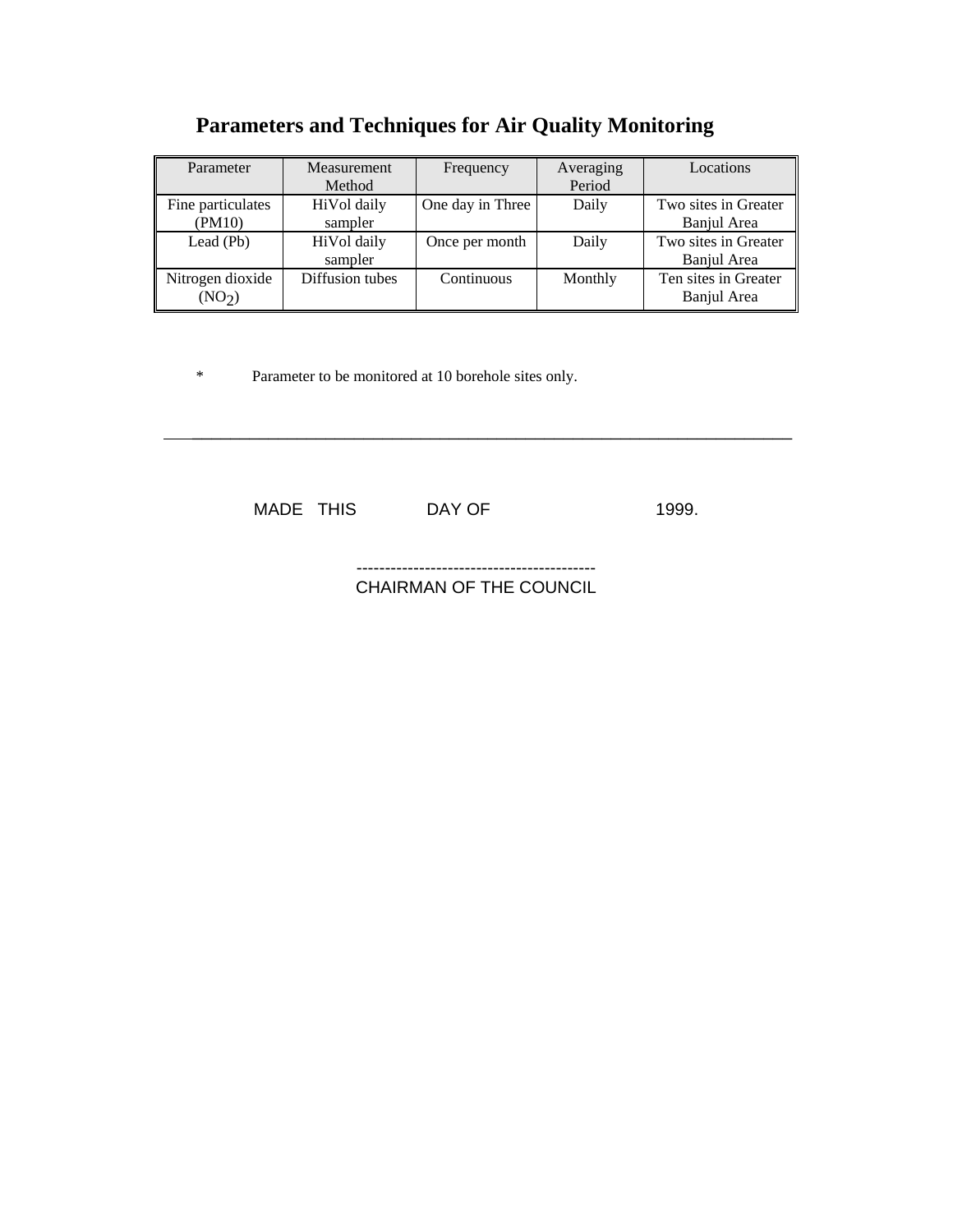## Parameters and Techniques for Air Quality Monitoring

| Parameter | Measurement Method | Frequency | Averaging Period | Locations |
|---|---|---|---|---|
| Fine particulates (PM10) | HiVol daily sampler | One day in Three | Daily | Two sites in Greater Banjul Area |
| Lead (Pb) | HiVol daily sampler | Once per month | Daily | Two sites in Greater Banjul Area |
| Nitrogen dioxide ($NO_2$) | Diffusion tubes | Continuous | Monthly | Ten sites in Greater Banjul Area |

\* Parameter to be monitored at 10 borehole sites only.

---

MADE THIS DAY OF 1999.

------------------------------------------
CHAIRMAN OF THE COUNCIL